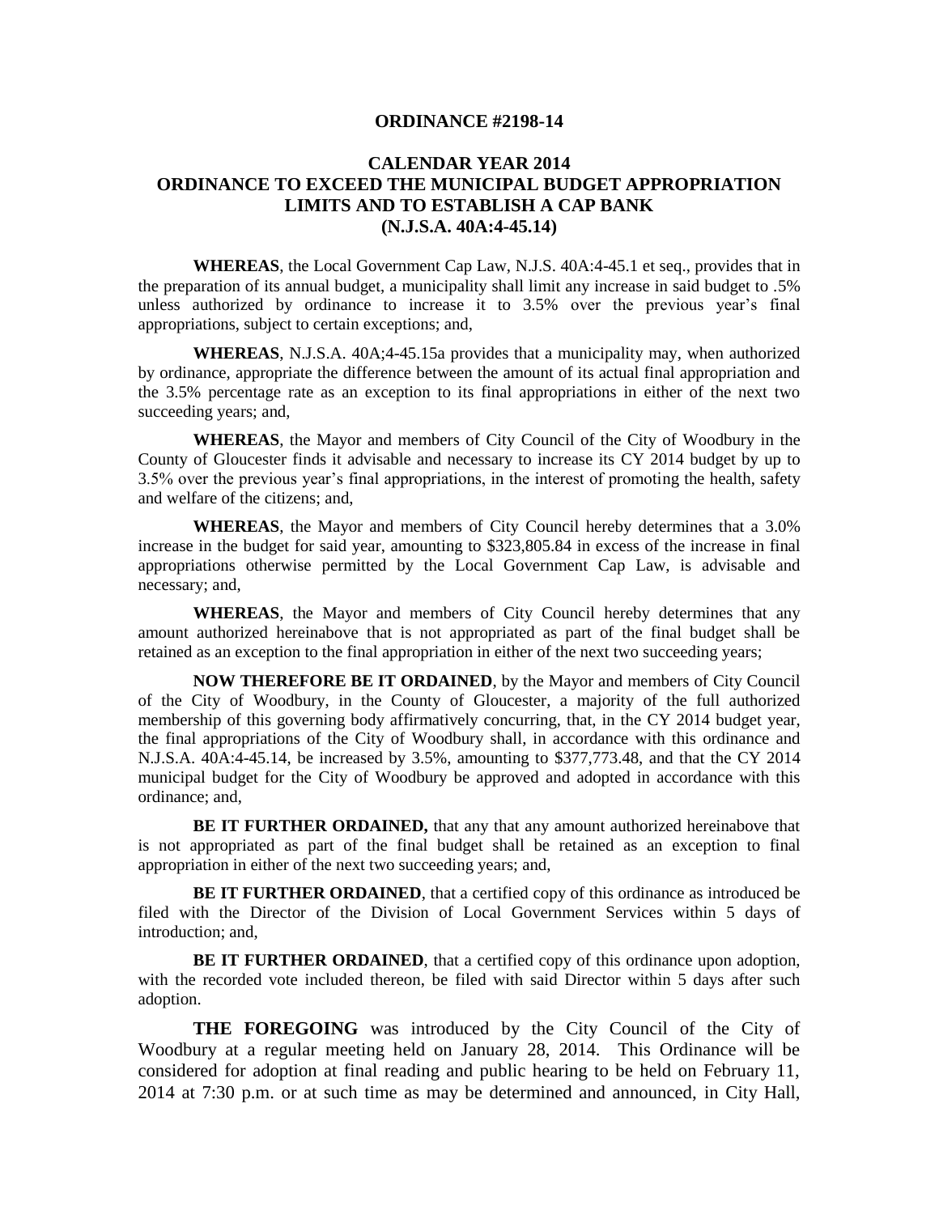# ORDINANCE #2198-14

## CALENDAR YEAR 2014
## ORDINANCE TO EXCEED THE MUNICIPAL BUDGET APPROPRIATION LIMITS AND TO ESTABLISH A CAP BANK
## (N.J.S.A. 40A:4-45.14)

**WHEREAS**, the Local Government Cap Law, N.J.S. 40A:4-45.1 et seq., provides that in the preparation of its annual budget, a municipality shall limit any increase in said budget to .5% unless authorized by ordinance to increase it to 3.5% over the previous year's final appropriations, subject to certain exceptions; and,

**WHEREAS**, N.J.S.A. 40A;4-45.15a provides that a municipality may, when authorized by ordinance, appropriate the difference between the amount of its actual final appropriation and the 3.5% percentage rate as an exception to its final appropriations in either of the next two succeeding years; and,

**WHEREAS**, the Mayor and members of City Council of the City of Woodbury in the County of Gloucester finds it advisable and necessary to increase its CY 2014 budget by up to 3.5% over the previous year's final appropriations, in the interest of promoting the health, safety and welfare of the citizens; and,

**WHEREAS**, the Mayor and members of City Council hereby determines that a 3.0% increase in the budget for said year, amounting to $323,805.84 in excess of the increase in final appropriations otherwise permitted by the Local Government Cap Law, is advisable and necessary; and,

**WHEREAS**, the Mayor and members of City Council hereby determines that any amount authorized hereinabove that is not appropriated as part of the final budget shall be retained as an exception to the final appropriation in either of the next two succeeding years;

**NOW THEREFORE BE IT ORDAINED**, by the Mayor and members of City Council of the City of Woodbury, in the County of Gloucester, a majority of the full authorized membership of this governing body affirmatively concurring, that, in the CY 2014 budget year, the final appropriations of the City of Woodbury shall, in accordance with this ordinance and N.J.S.A. 40A:4-45.14, be increased by 3.5%, amounting to $377,773.48, and that the CY 2014 municipal budget for the City of Woodbury be approved and adopted in accordance with this ordinance; and,

**BE IT FURTHER ORDAINED,** that any that any amount authorized hereinabove that is not appropriated as part of the final budget shall be retained as an exception to final appropriation in either of the next two succeeding years; and,

**BE IT FURTHER ORDAINED**, that a certified copy of this ordinance as introduced be filed with the Director of the Division of Local Government Services within 5 days of introduction; and,

**BE IT FURTHER ORDAINED**, that a certified copy of this ordinance upon adoption, with the recorded vote included thereon, be filed with said Director within 5 days after such adoption.

**THE FOREGOING** was introduced by the City Council of the City of Woodbury at a regular meeting held on January 28, 2014. This Ordinance will be considered for adoption at final reading and public hearing to be held on February 11, 2014 at 7:30 p.m. or at such time as may be determined and announced, in City Hall,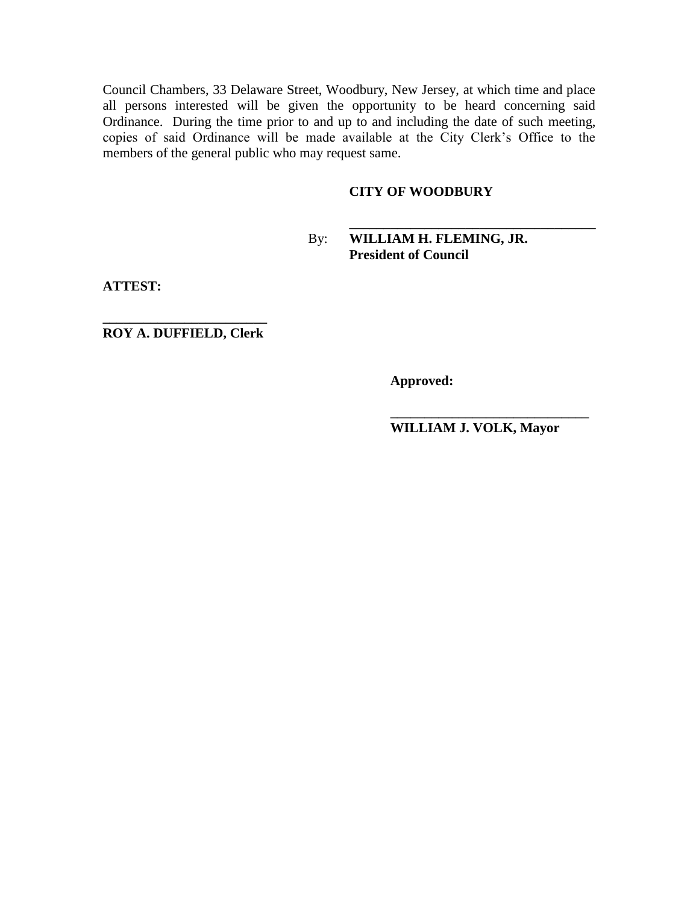Council Chambers, 33 Delaware Street, Woodbury, New Jersey, at which time and place all persons interested will be given the opportunity to be heard concerning said Ordinance. During the time prior to and up to and including the date of such meeting, copies of said Ordinance will be made available at the City Clerk's Office to the members of the general public who may request same.

**CITY OF WOODBURY**

______________________________

By: **WILLIAM H. FLEMING, JR.**
**President of Council**

**ATTEST:**

______________________________
**ROY A. DUFFIELD, Clerk**

**Approved:**

______________________________
**WILLIAM J. VOLK, Mayor**